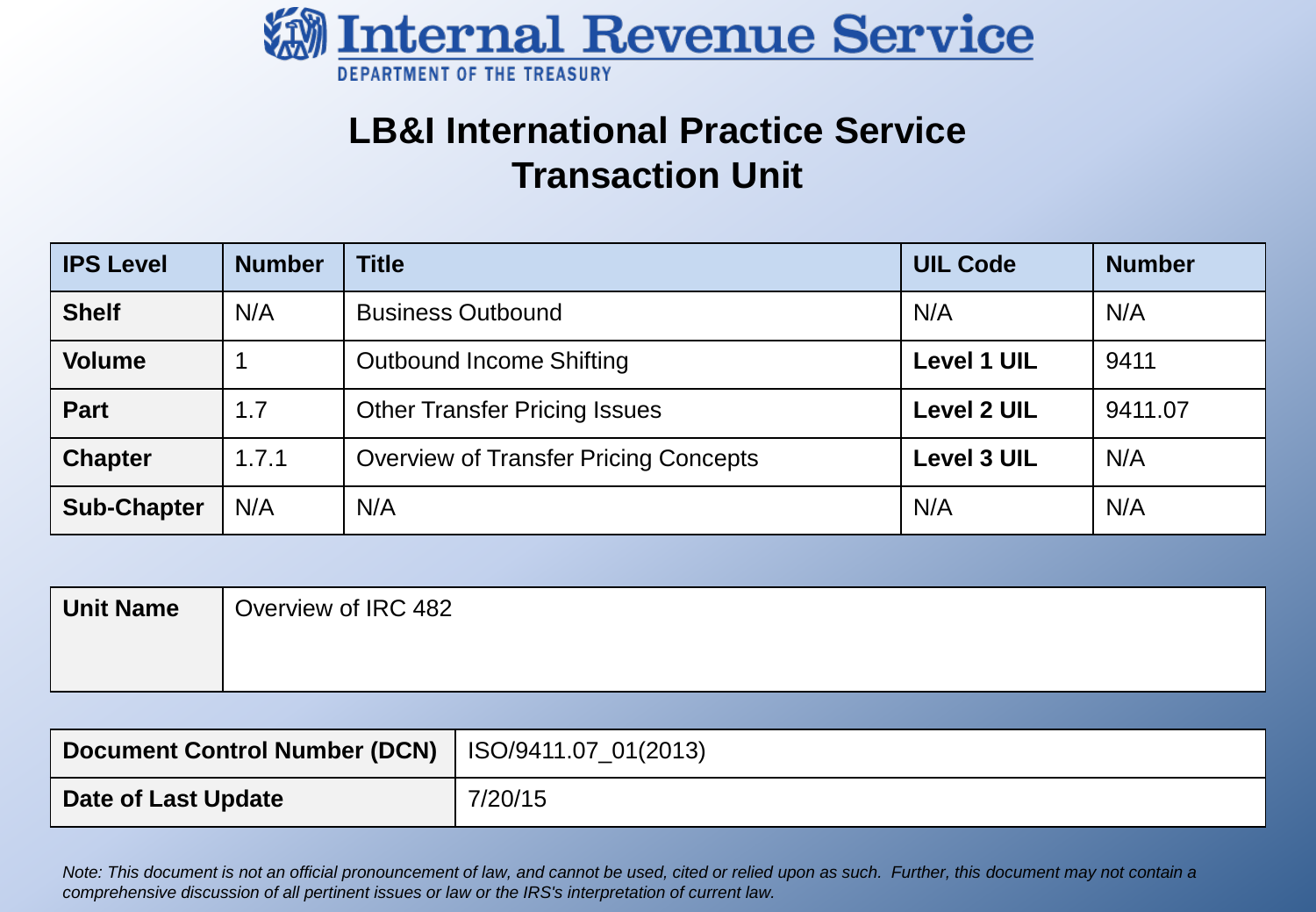# Internal Revenue Service

DEPARTMENT OF THE TREASURY

## LB&I International Practice Service Transaction Unit

| IPS Level | Number | Title | UIL Code | Number |
|---|---|---|---|---|
| **Shelf** | N/A | Business Outbound | N/A | N/A |
| **Volume** | 1 | Outbound Income Shifting | **Level 1 UIL** | 9411 |
| **Part** | 1.7 | Other Transfer Pricing Issues | **Level 2 UIL** | 9411.07 |
| **Chapter** | 1.7.1 | Overview of Transfer Pricing Concepts | **Level 3 UIL** | N/A |
| **Sub-Chapter** | N/A | N/A | N/A | N/A |

| **Unit Name** | Overview of IRC 482 |
|---|---|

| **Document Control Number (DCN)** | ISO/9411.07_01(2013) |
|---|---|
| **Date of Last Update** | 7/20/15 |

*Note: This document is not an official pronouncement of law, and cannot be used, cited or relied upon as such. Further, this document may not contain a comprehensive discussion of all pertinent issues or law or the IRS's interpretation of current law.*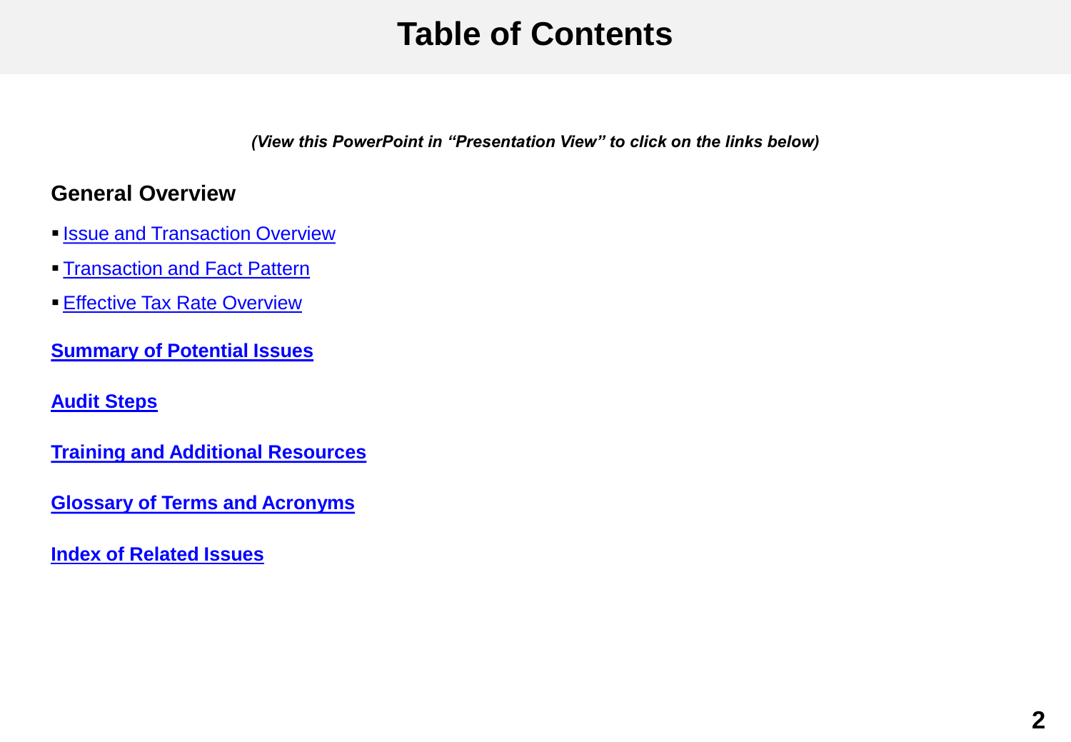# Table of Contents

*(View this PowerPoint in "Presentation View" to click on the links below)*

## General Overview

- Issue and Transaction Overview
- Transaction and Fact Pattern
- Effective Tax Rate Overview

**Summary of Potential Issues**

**Audit Steps**

**Training and Additional Resources**

**Glossary of Terms and Acronyms**

**Index of Related Issues**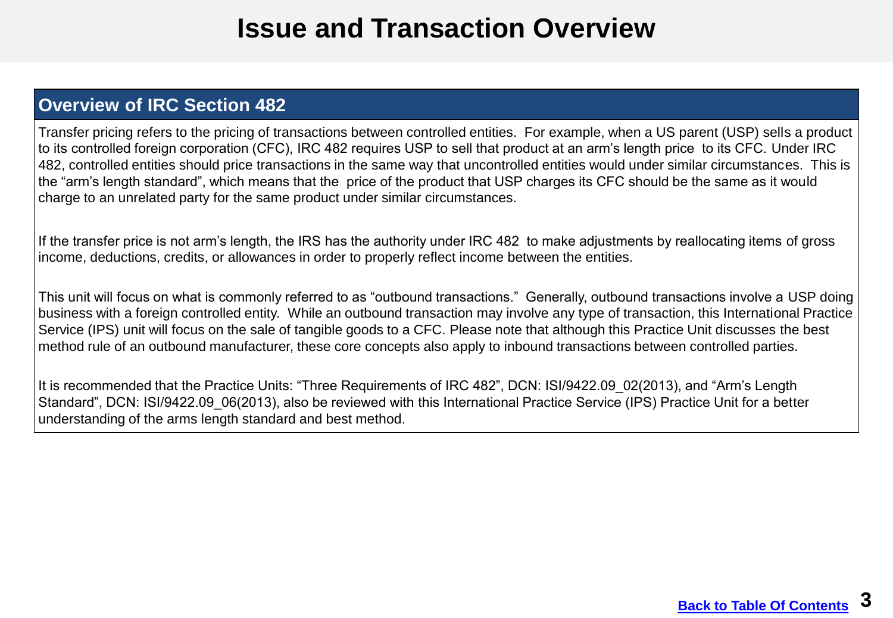# Issue and Transaction Overview

## Overview of IRC Section 482

Transfer pricing refers to the pricing of transactions between controlled entities. For example, when a US parent (USP) sells a product to its controlled foreign corporation (CFC), IRC 482 requires USP to sell that product at an arm's length price to its CFC. Under IRC 482, controlled entities should price transactions in the same way that uncontrolled entities would under similar circumstances. This is the "arm's length standard", which means that the price of the product that USP charges its CFC should be the same as it would charge to an unrelated party for the same product under similar circumstances.

If the transfer price is not arm's length, the IRS has the authority under IRC 482 to make adjustments by reallocating items of gross income, deductions, credits, or allowances in order to properly reflect income between the entities.

This unit will focus on what is commonly referred to as "outbound transactions." Generally, outbound transactions involve a USP doing business with a foreign controlled entity. While an outbound transaction may involve any type of transaction, this International Practice Service (IPS) unit will focus on the sale of tangible goods to a CFC. Please note that although this Practice Unit discusses the best method rule of an outbound manufacturer, these core concepts also apply to inbound transactions between controlled parties.

It is recommended that the Practice Units: "Three Requirements of IRC 482", DCN: ISI/9422.09_02(2013), and "Arm's Length Standard", DCN: ISI/9422.09_06(2013), also be reviewed with this International Practice Service (IPS) Practice Unit for a better understanding of the arms length standard and best method.

Back to Table Of Contents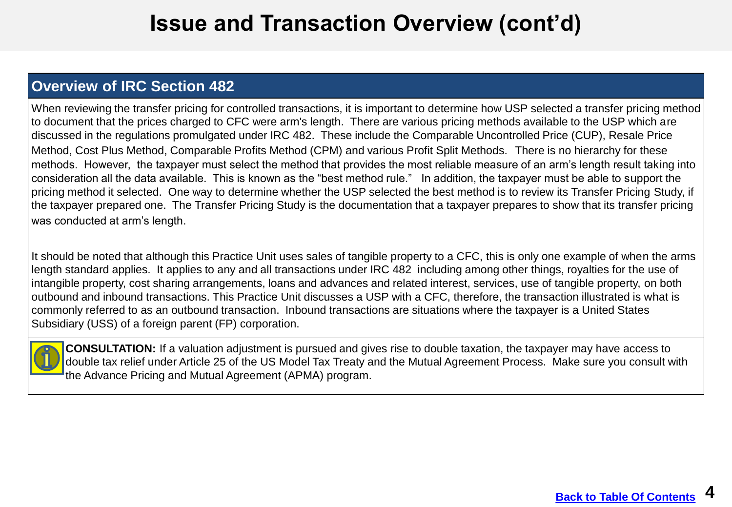# Issue and Transaction Overview (cont'd)

## Overview of IRC Section 482

When reviewing the transfer pricing for controlled transactions, it is important to determine how USP selected a transfer pricing method to document that the prices charged to CFC were arm's length. There are various pricing methods available to the USP which are discussed in the regulations promulgated under IRC 482. These include the Comparable Uncontrolled Price (CUP), Resale Price Method, Cost Plus Method, Comparable Profits Method (CPM) and various Profit Split Methods. There is no hierarchy for these methods. However, the taxpayer must select the method that provides the most reliable measure of an arm's length result taking into consideration all the data available. This is known as the "best method rule." In addition, the taxpayer must be able to support the pricing method it selected. One way to determine whether the USP selected the best method is to review its Transfer Pricing Study, if the taxpayer prepared one. The Transfer Pricing Study is the documentation that a taxpayer prepares to show that its transfer pricing was conducted at arm's length.

It should be noted that although this Practice Unit uses sales of tangible property to a CFC, this is only one example of when the arms length standard applies. It applies to any and all transactions under IRC 482 including among other things, royalties for the use of intangible property, cost sharing arrangements, loans and advances and related interest, services, use of tangible property, on both outbound and inbound transactions. This Practice Unit discusses a USP with a CFC, therefore, the transaction illustrated is what is commonly referred to as an outbound transaction. Inbound transactions are situations where the taxpayer is a United States Subsidiary (USS) of a foreign parent (FP) corporation.

**CONSULTATION:** If a valuation adjustment is pursued and gives rise to double taxation, the taxpayer may have access to double tax relief under Article 25 of the US Model Tax Treaty and the Mutual Agreement Process. Make sure you consult with the Advance Pricing and Mutual Agreement (APMA) program.

Back to Table Of Contents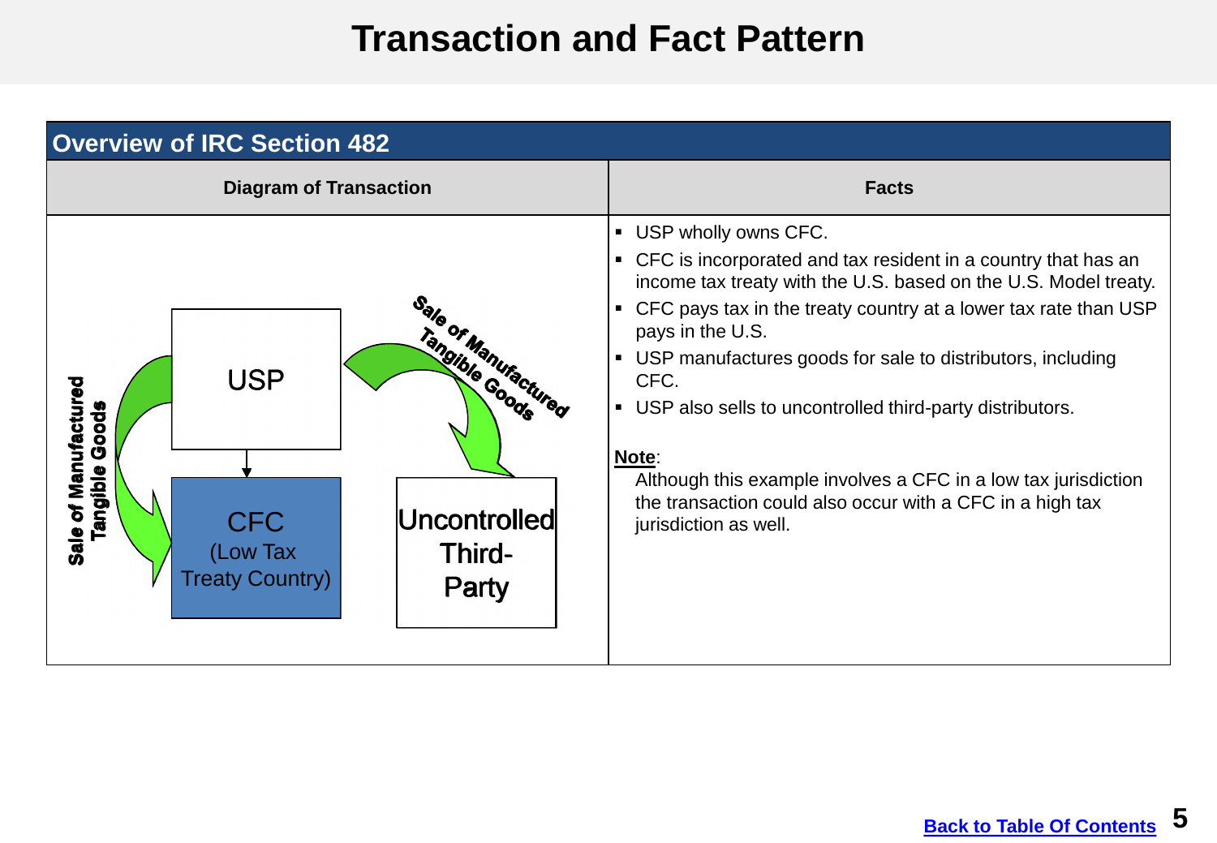# Transaction and Fact Pattern

## Overview of IRC Section 482

| Diagram of Transaction | Facts |
| --- | --- |
| USP; CFC (Low Tax Treaty Country); Uncontrolled Third-Party; Sale of Manufactured Tangible Goods (USP → CFC); Sale of Manufactured Tangible Goods (USP → Uncontrolled Third-Party) | ▪ USP wholly owns CFC.<br>▪ CFC is incorporated and tax resident in a country that has an income tax treaty with the U.S. based on the U.S. Model treaty.<br>▪ CFC pays tax in the treaty country at a lower tax rate than USP pays in the U.S.<br>▪ USP manufactures goods for sale to distributors, including CFC.<br>▪ USP also sells to uncontrolled third-party distributors.<br><br>**Note**:<br>Although this example involves a CFC in a low tax jurisdiction the transaction could also occur with a CFC in a high tax jurisdiction as well. |

Back to Table Of Contents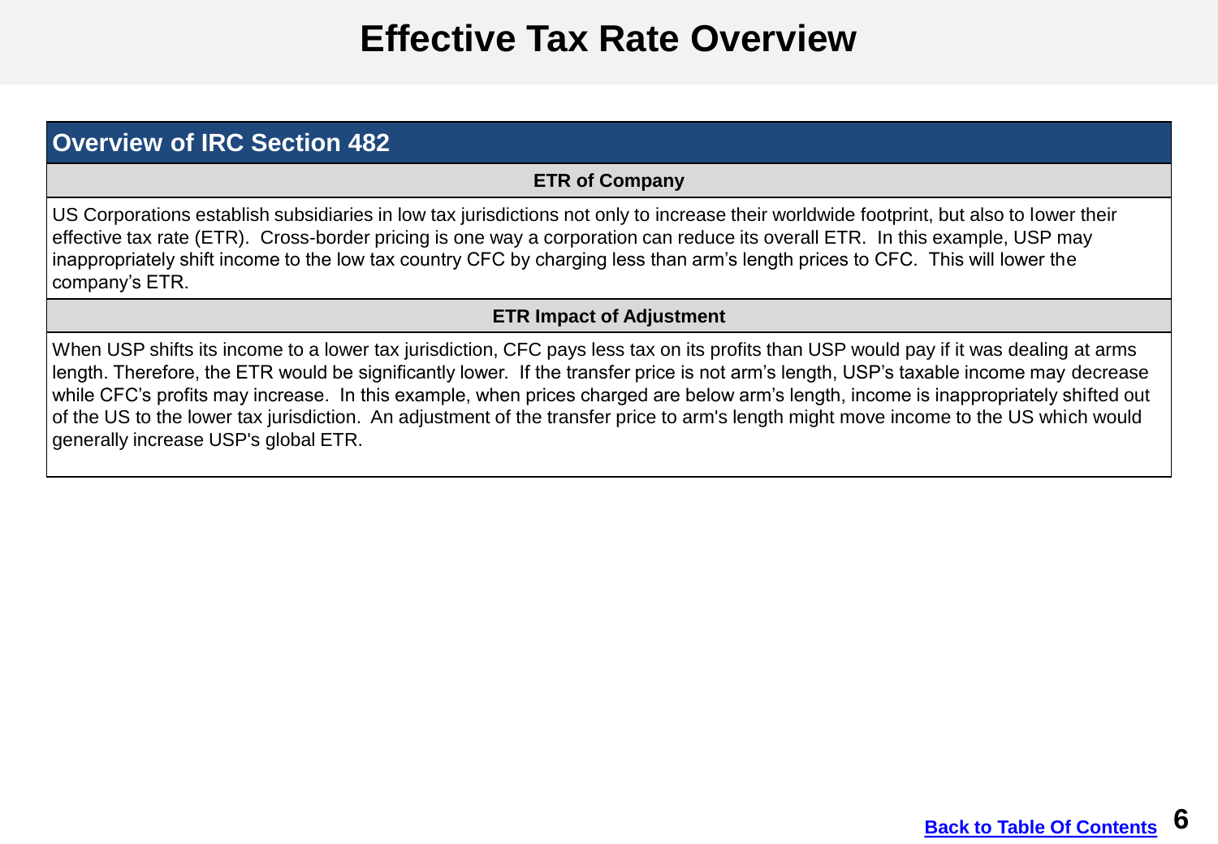# Effective Tax Rate Overview

## Overview of IRC Section 482

### ETR of Company

US Corporations establish subsidiaries in low tax jurisdictions not only to increase their worldwide footprint, but also to lower their effective tax rate (ETR). Cross-border pricing is one way a corporation can reduce its overall ETR. In this example, USP may inappropriately shift income to the low tax country CFC by charging less than arm's length prices to CFC. This will lower the company's ETR.

### ETR Impact of Adjustment

When USP shifts its income to a lower tax jurisdiction, CFC pays less tax on its profits than USP would pay if it was dealing at arms length. Therefore, the ETR would be significantly lower. If the transfer price is not arm's length, USP's taxable income may decrease while CFC's profits may increase. In this example, when prices charged are below arm's length, income is inappropriately shifted out of the US to the lower tax jurisdiction. An adjustment of the transfer price to arm's length might move income to the US which would generally increase USP's global ETR.

[Back to Table Of Contents]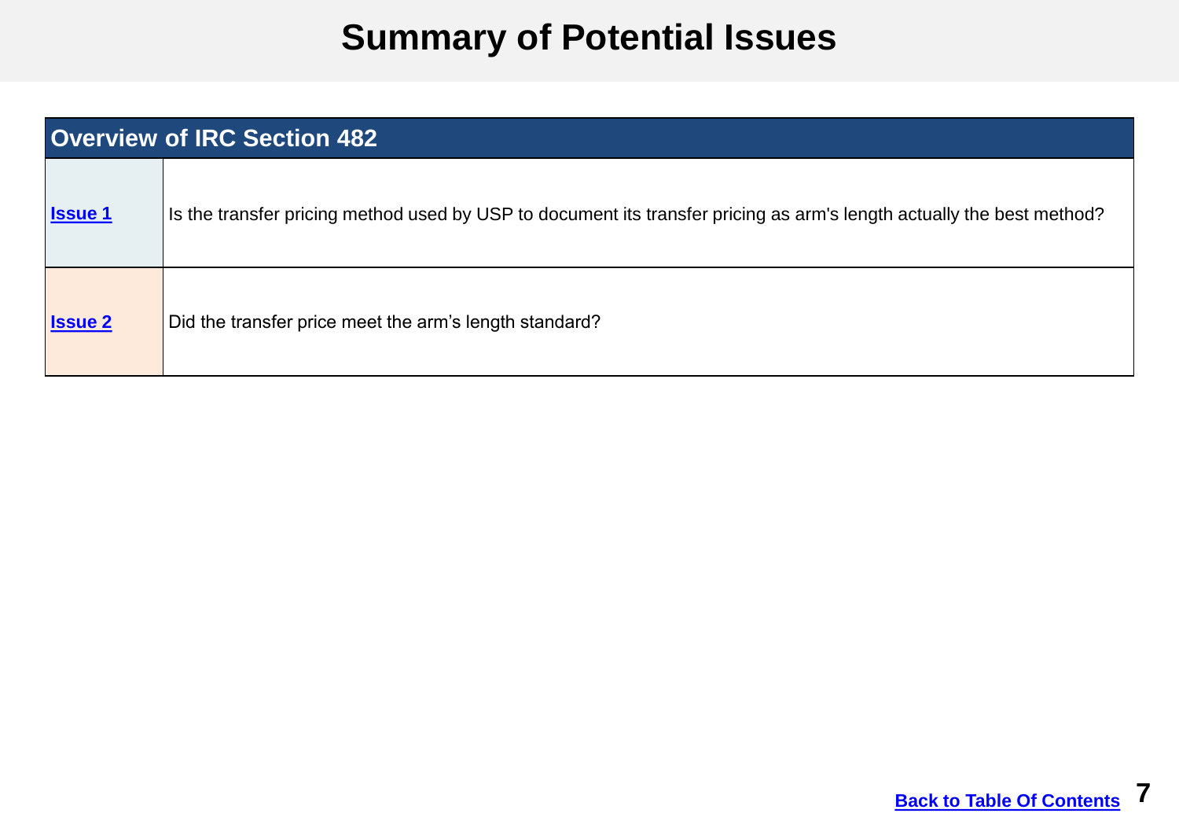# Summary of Potential Issues

| Overview of IRC Section 482 | |
|---|---|
| **Issue 1** | Is the transfer pricing method used by USP to document its transfer pricing as arm's length actually the best method? |
| **Issue 2** | Did the transfer price meet the arm’s length standard? |

**Back to Table Of Contents**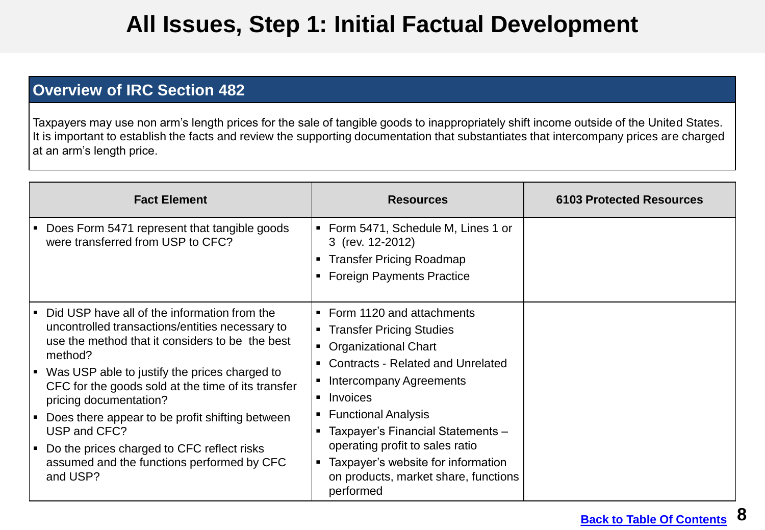# All Issues, Step 1: Initial Factual Development

## Overview of IRC Section 482

Taxpayers may use non arm's length prices for the sale of tangible goods to inappropriately shift income outside of the United States. It is important to establish the facts and review the supporting documentation that substantiates that intercompany prices are charged at an arm's length price.

| Fact Element | Resources | 6103 Protected Resources |
|---|---|---|
| ▪ Does Form 5471 represent that tangible goods were transferred from USP to CFC? | ▪ Form 5471, Schedule M, Lines 1 or 3 (rev. 12-2012)<br>▪ Transfer Pricing Roadmap<br>▪ Foreign Payments Practice | |
| ▪ Did USP have all of the information from the uncontrolled transactions/entities necessary to use the method that it considers to be the best method?<br>▪ Was USP able to justify the prices charged to CFC for the goods sold at the time of its transfer pricing documentation?<br>▪ Does there appear to be profit shifting between USP and CFC?<br>▪ Do the prices charged to CFC reflect risks assumed and the functions performed by CFC and USP? | ▪ Form 1120 and attachments<br>▪ Transfer Pricing Studies<br>▪ Organizational Chart<br>▪ Contracts - Related and Unrelated<br>▪ Intercompany Agreements<br>▪ Invoices<br>▪ Functional Analysis<br>▪ Taxpayer's Financial Statements – operating profit to sales ratio<br>▪ Taxpayer's website for information on products, market share, functions performed | |

Back to Table Of Contents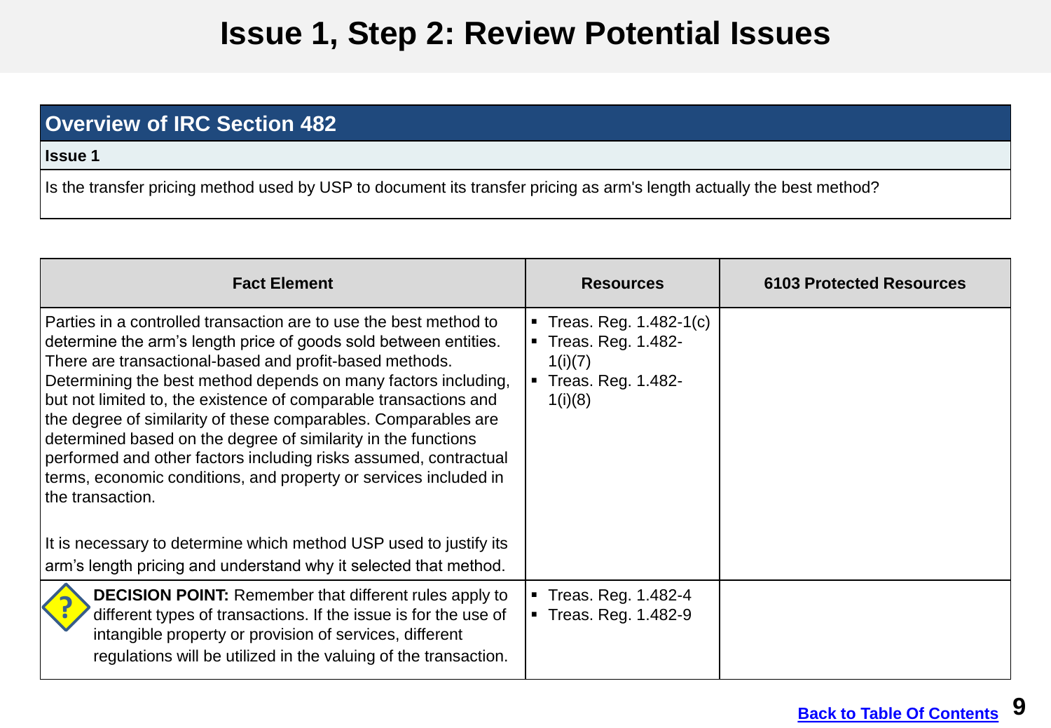# Issue 1, Step 2: Review Potential Issues

| Overview of IRC Section 482 |
|---|
| **Issue 1** |
| Is the transfer pricing method used by USP to document its transfer pricing as arm's length actually the best method? |

| Fact Element | Resources | 6103 Protected Resources |
|---|---|---|
| Parties in a controlled transaction are to use the best method to determine the arm's length price of goods sold between entities. There are transactional-based and profit-based methods. Determining the best method depends on many factors including, but not limited to, the existence of comparable transactions and the degree of similarity of these comparables. Comparables are determined based on the degree of similarity in the functions performed and other factors including risks assumed, contractual terms, economic conditions, and property or services included in the transaction.<br><br>It is necessary to determine which method USP used to justify its arm's length pricing and understand why it selected that method. | ▪ Treas. Reg. 1.482-1(c)<br>▪ Treas. Reg. 1.482-1(i)(7)<br>▪ Treas. Reg. 1.482-1(i)(8) | |
| **DECISION POINT:** Remember that different rules apply to different types of transactions. If the issue is for the use of intangible property or provision of services, different regulations will be utilized in the valuing of the transaction. | ▪ Treas. Reg. 1.482-4<br>▪ Treas. Reg. 1.482-9 | |

Back to Table Of Contents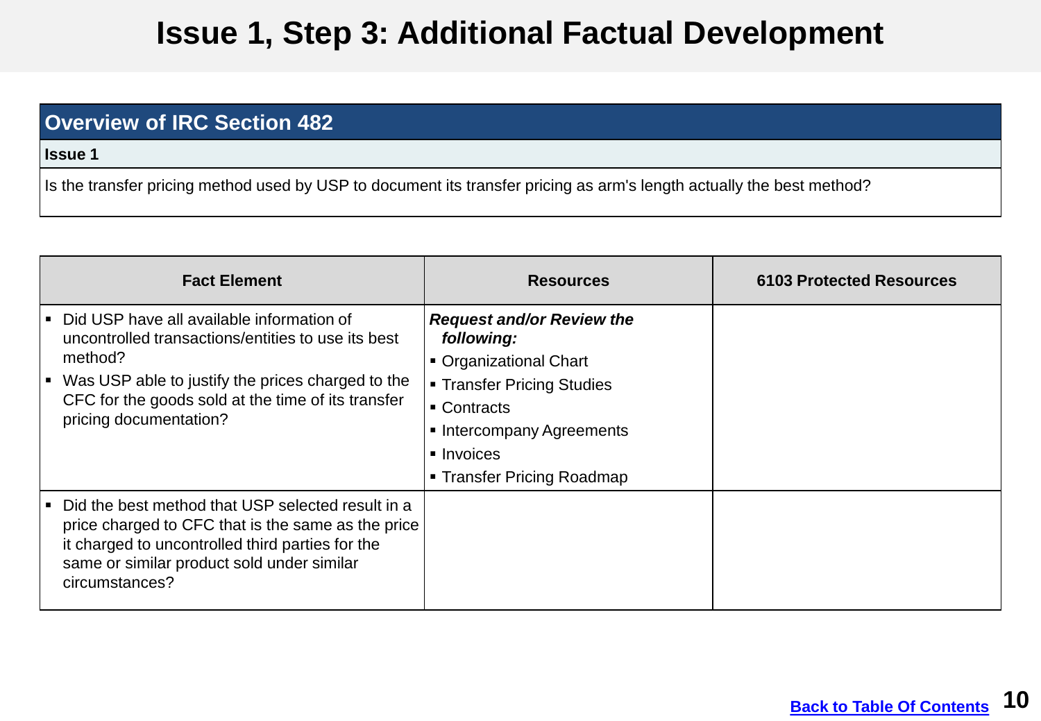# Issue 1, Step 3: Additional Factual Development

| Overview of IRC Section 482 |
|---|
| **Issue 1** |
| Is the transfer pricing method used by USP to document its transfer pricing as arm's length actually the best method? |

| Fact Element | Resources | 6103 Protected Resources |
|---|---|---|
| ▪ Did USP have all available information of uncontrolled transactions/entities to use its best method?<br>▪ Was USP able to justify the prices charged to the CFC for the goods sold at the time of its transfer pricing documentation? | ***Request and/or Review the following:***<br>▪ Organizational Chart<br>▪ Transfer Pricing Studies<br>▪ Contracts<br>▪ Intercompany Agreements<br>▪ Invoices<br>▪ Transfer Pricing Roadmap | |
| ▪ Did the best method that USP selected result in a price charged to CFC that is the same as the price it charged to uncontrolled third parties for the same or similar product sold under similar circumstances? | | |

Back to Table Of Contents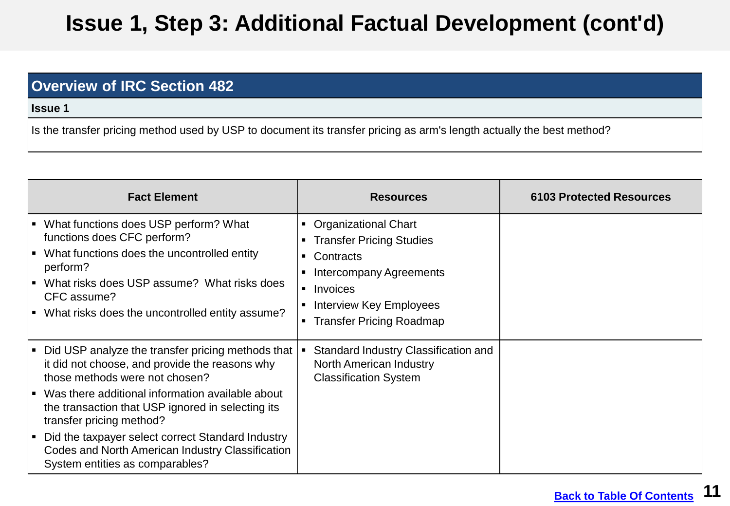# Issue 1, Step 3: Additional Factual Development (cont'd)

| Overview of IRC Section 482 |
|---|
| **Issue 1** |
| Is the transfer pricing method used by USP to document its transfer pricing as arm's length actually the best method? |

| Fact Element | Resources | 6103 Protected Resources |
|---|---|---|
| ▪ What functions does USP perform? What functions does CFC perform?<br>▪ What functions does the uncontrolled entity perform?<br>▪ What risks does USP assume? What risks does CFC assume?<br>▪ What risks does the uncontrolled entity assume? | ▪ Organizational Chart<br>▪ Transfer Pricing Studies<br>▪ Contracts<br>▪ Intercompany Agreements<br>▪ Invoices<br>▪ Interview Key Employees<br>▪ Transfer Pricing Roadmap | |
| ▪ Did USP analyze the transfer pricing methods that it did not choose, and provide the reasons why those methods were not chosen?<br>▪ Was there additional information available about the transaction that USP ignored in selecting its transfer pricing method?<br>▪ Did the taxpayer select correct Standard Industry Codes and North American Industry Classification System entities as comparables? | ▪ Standard Industry Classification and North American Industry Classification System | |

Back to Table Of Contents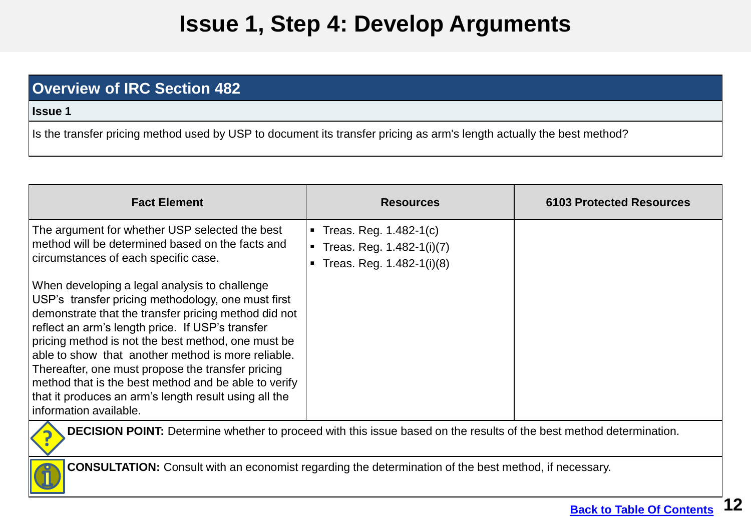# Issue 1, Step 4: Develop Arguments

## Overview of IRC Section 482

**Issue 1**

Is the transfer pricing method used by USP to document its transfer pricing as arm's length actually the best method?

| Fact Element | Resources | 6103 Protected Resources |
|---|---|---|
| The argument for whether USP selected the best method will be determined based on the facts and circumstances of each specific case.<br><br>When developing a legal analysis to challenge USP's transfer pricing methodology, one must first demonstrate that the transfer pricing method did not reflect an arm's length price. If USP's transfer pricing method is not the best method, one must be able to show that another method is more reliable. Thereafter, one must propose the transfer pricing method that is the best method and be able to verify that it produces an arm's length result using all the information available. | ▪ Treas. Reg. 1.482-1(c)<br>▪ Treas. Reg. 1.482-1(i)(7)<br>▪ Treas. Reg. 1.482-1(i)(8) | |

**DECISION POINT:** Determine whether to proceed with this issue based on the results of the best method determination.

**CONSULTATION:** Consult with an economist regarding the determination of the best method, if necessary.

Back to Table Of Contents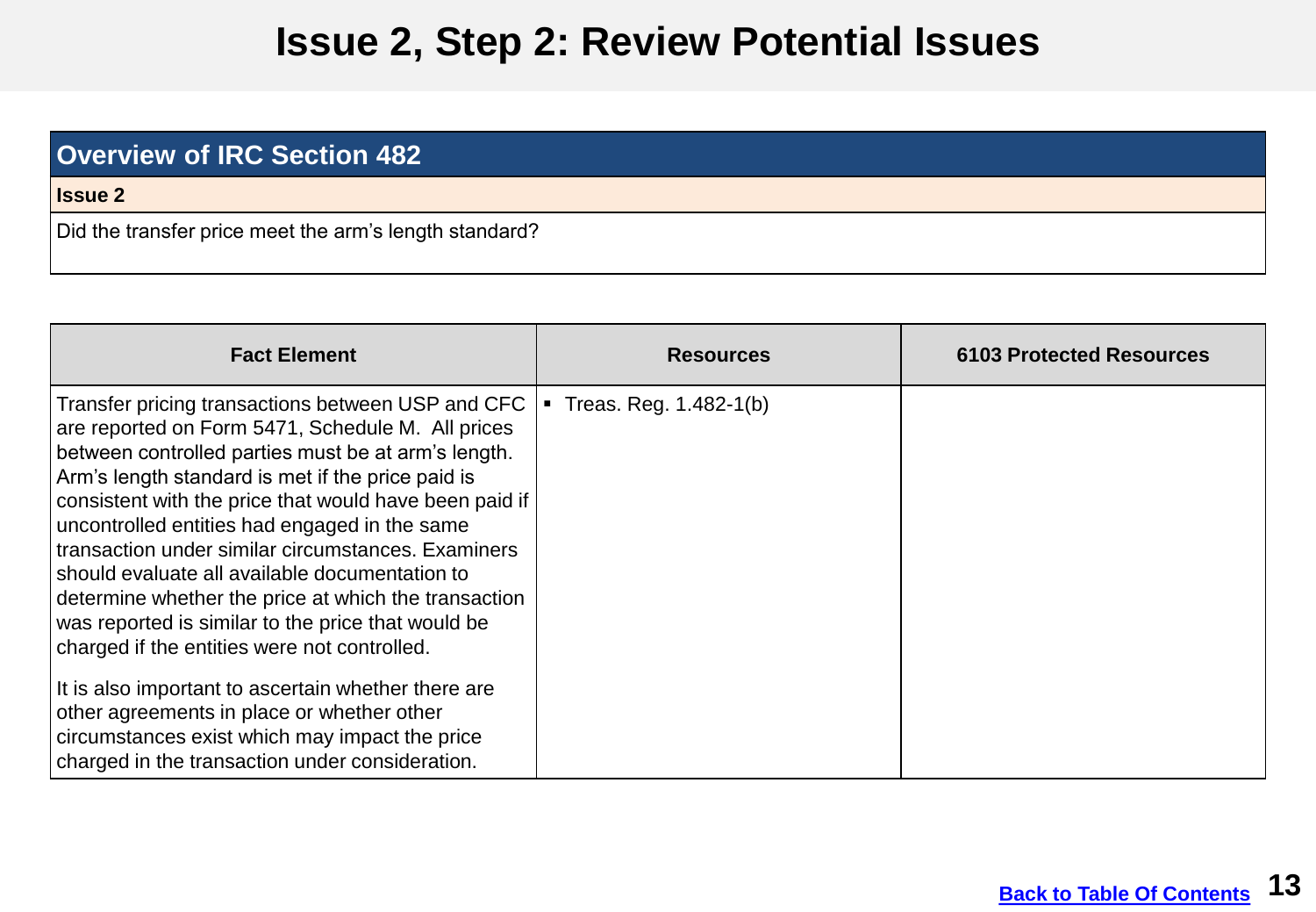# Issue 2, Step 2: Review Potential Issues

| Overview of IRC Section 482 |
|---|
| **Issue 2** |
| Did the transfer price meet the arm's length standard? |

| Fact Element | Resources | 6103 Protected Resources |
|---|---|---|
| Transfer pricing transactions between USP and CFC are reported on Form 5471, Schedule M. All prices between controlled parties must be at arm's length. Arm's length standard is met if the price paid is consistent with the price that would have been paid if uncontrolled entities had engaged in the same transaction under similar circumstances. Examiners should evaluate all available documentation to determine whether the price at which the transaction was reported is similar to the price that would be charged if the entities were not controlled.<br><br>It is also important to ascertain whether there are other agreements in place or whether other circumstances exist which may impact the price charged in the transaction under consideration. | ▪ Treas. Reg. 1.482-1(b) | |

[Back to Table Of Contents](#)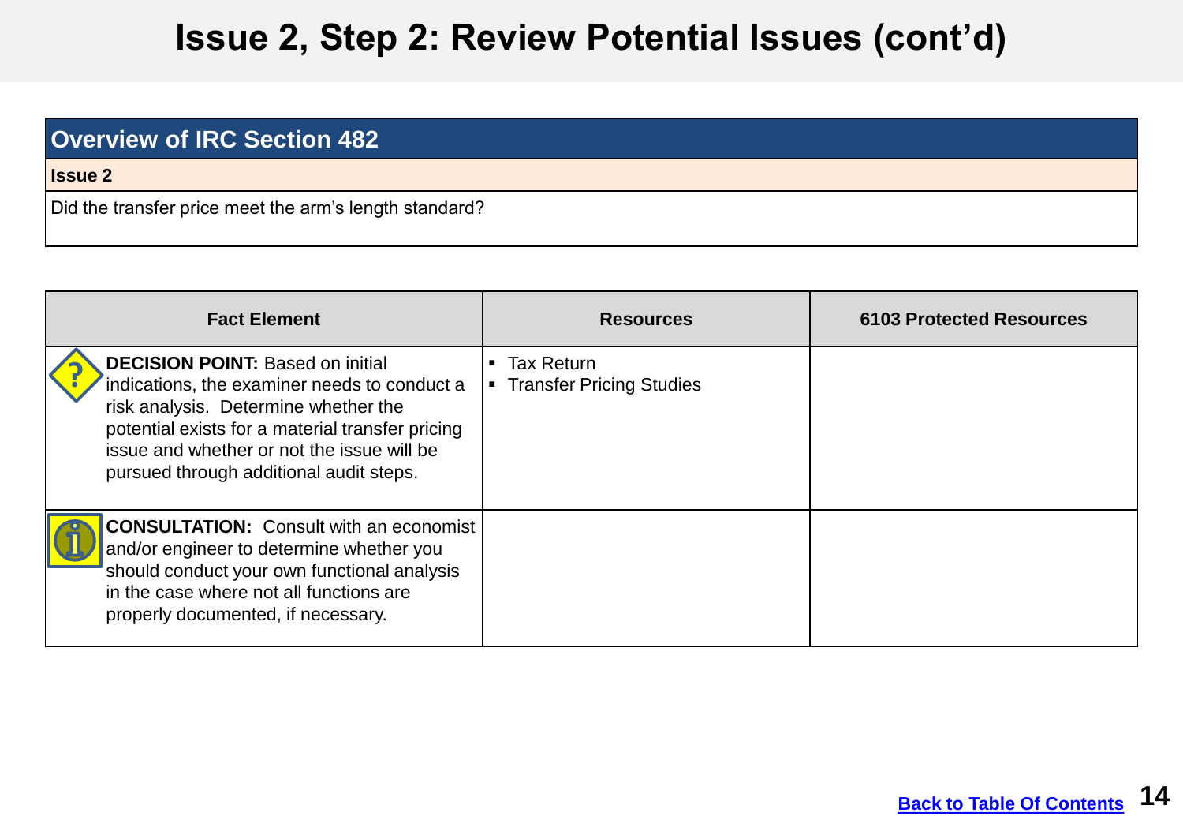# Issue 2, Step 2: Review Potential Issues (cont'd)

| Overview of IRC Section 482 |
|---|
| **Issue 2** |
| Did the transfer price meet the arm's length standard? |

| Fact Element | Resources | 6103 Protected Resources |
|---|---|---|
| **DECISION POINT:** Based on initial indications, the examiner needs to conduct a risk analysis. Determine whether the potential exists for a material transfer pricing issue and whether or not the issue will be pursued through additional audit steps. | ▪ Tax Return<br>▪ Transfer Pricing Studies | |
| **CONSULTATION:** Consult with an economist and/or engineer to determine whether you should conduct your own functional analysis in the case where not all functions are properly documented, if necessary. | | |

[Back to Table Of Contents]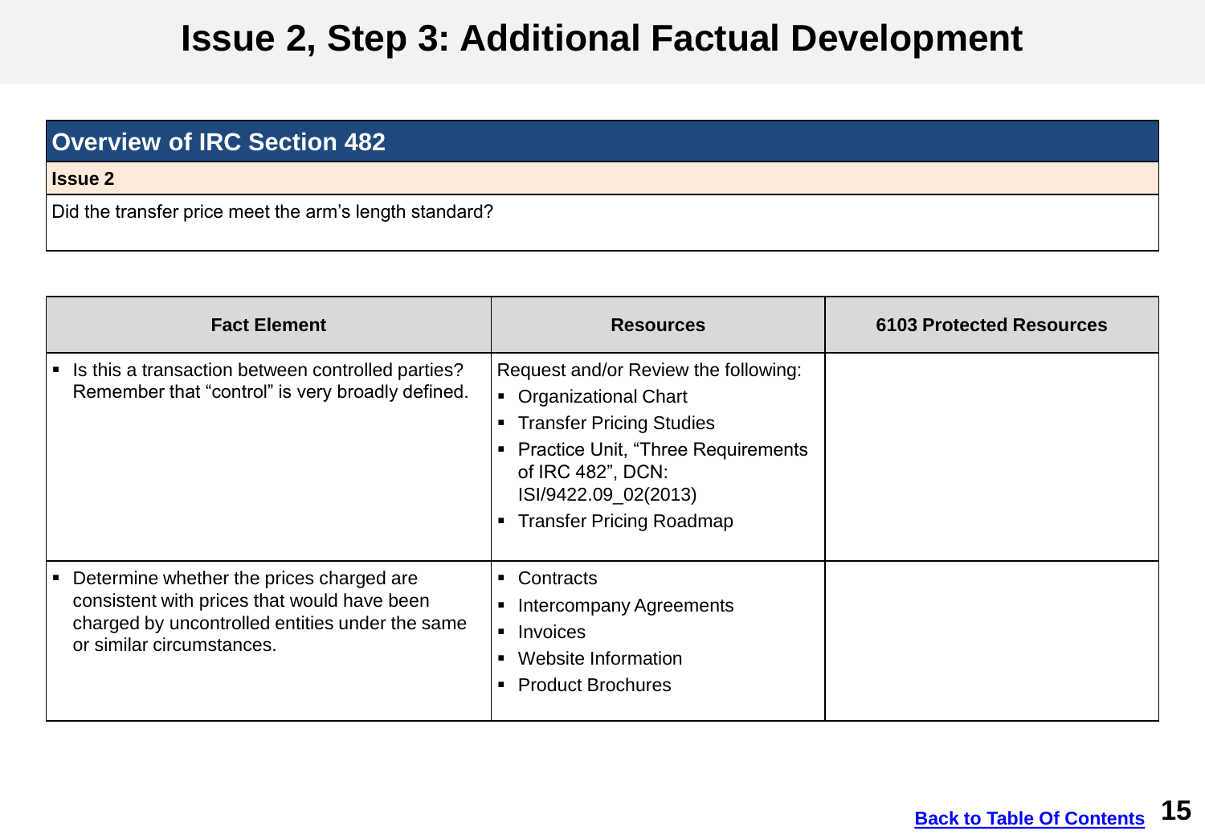# Issue 2, Step 3: Additional Factual Development

| Overview of IRC Section 482 |
| --- |
| **Issue 2** |
| Did the transfer price meet the arm's length standard? |

| Fact Element | Resources | 6103 Protected Resources |
| --- | --- | --- |
| ▪ Is this a transaction between controlled parties? Remember that "control" is very broadly defined. | Request and/or Review the following:<br>▪ Organizational Chart<br>▪ Transfer Pricing Studies<br>▪ Practice Unit, "Three Requirements of IRC 482", DCN: ISI/9422.09_02(2013)<br>▪ Transfer Pricing Roadmap | |
| ▪ Determine whether the prices charged are consistent with prices that would have been charged by uncontrolled entities under the same or similar circumstances. | ▪ Contracts<br>▪ Intercompany Agreements<br>▪ Invoices<br>▪ Website Information<br>▪ Product Brochures | |

Back to Table Of Contents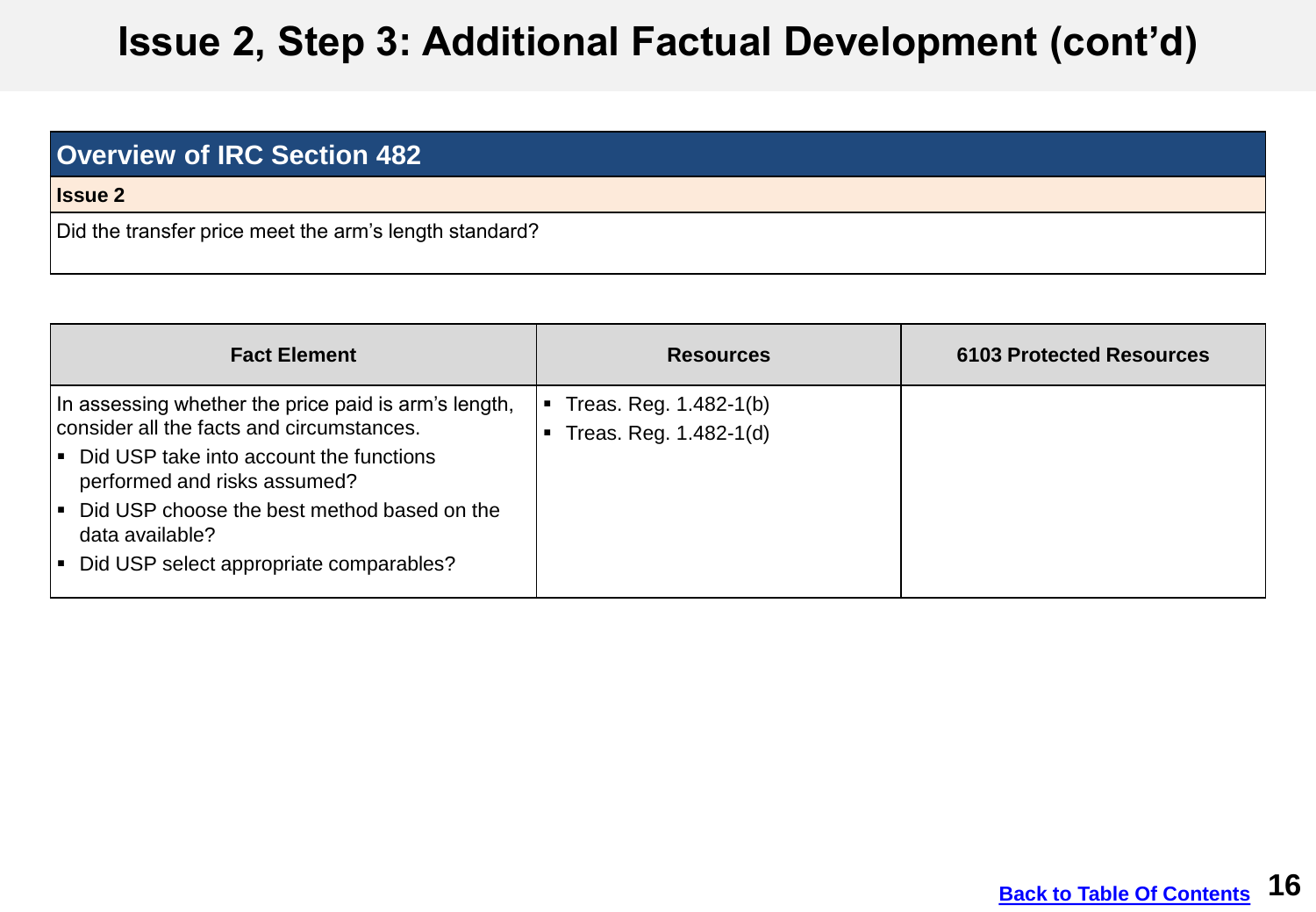# Issue 2, Step 3: Additional Factual Development (cont’d)

| Overview of IRC Section 482 |
|---|
| **Issue 2** |
| Did the transfer price meet the arm’s length standard? |

| Fact Element | Resources | 6103 Protected Resources |
|---|---|---|
| In assessing whether the price paid is arm’s length, consider all the facts and circumstances.<br>▪ Did USP take into account the functions performed and risks assumed?<br>▪ Did USP choose the best method based on the data available?<br>▪ Did USP select appropriate comparables? | ▪ Treas. Reg. 1.482-1(b)<br>▪ Treas. Reg. 1.482-1(d) | |

[Back to Table Of Contents]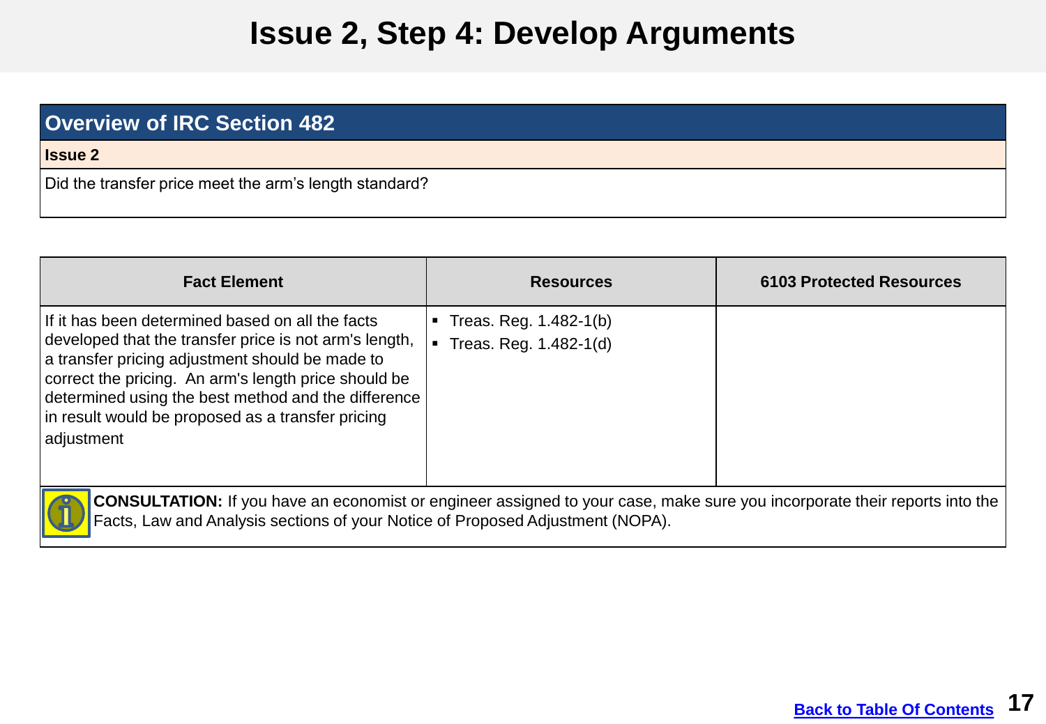# Issue 2, Step 4: Develop Arguments

## Overview of IRC Section 482

**Issue 2**

Did the transfer price meet the arm's length standard?

| Fact Element | Resources | 6103 Protected Resources |
| --- | --- | --- |
| If it has been determined based on all the facts developed that the transfer price is not arm's length, a transfer pricing adjustment should be made to correct the pricing. An arm's length price should be determined using the best method and the difference in result would be proposed as a transfer pricing adjustment | ▪ Treas. Reg. 1.482-1(b)<br>▪ Treas. Reg. 1.482-1(d) | |

**CONSULTATION:** If you have an economist or engineer assigned to your case, make sure you incorporate their reports into the Facts, Law and Analysis sections of your Notice of Proposed Adjustment (NOPA).

Back to Table Of Contents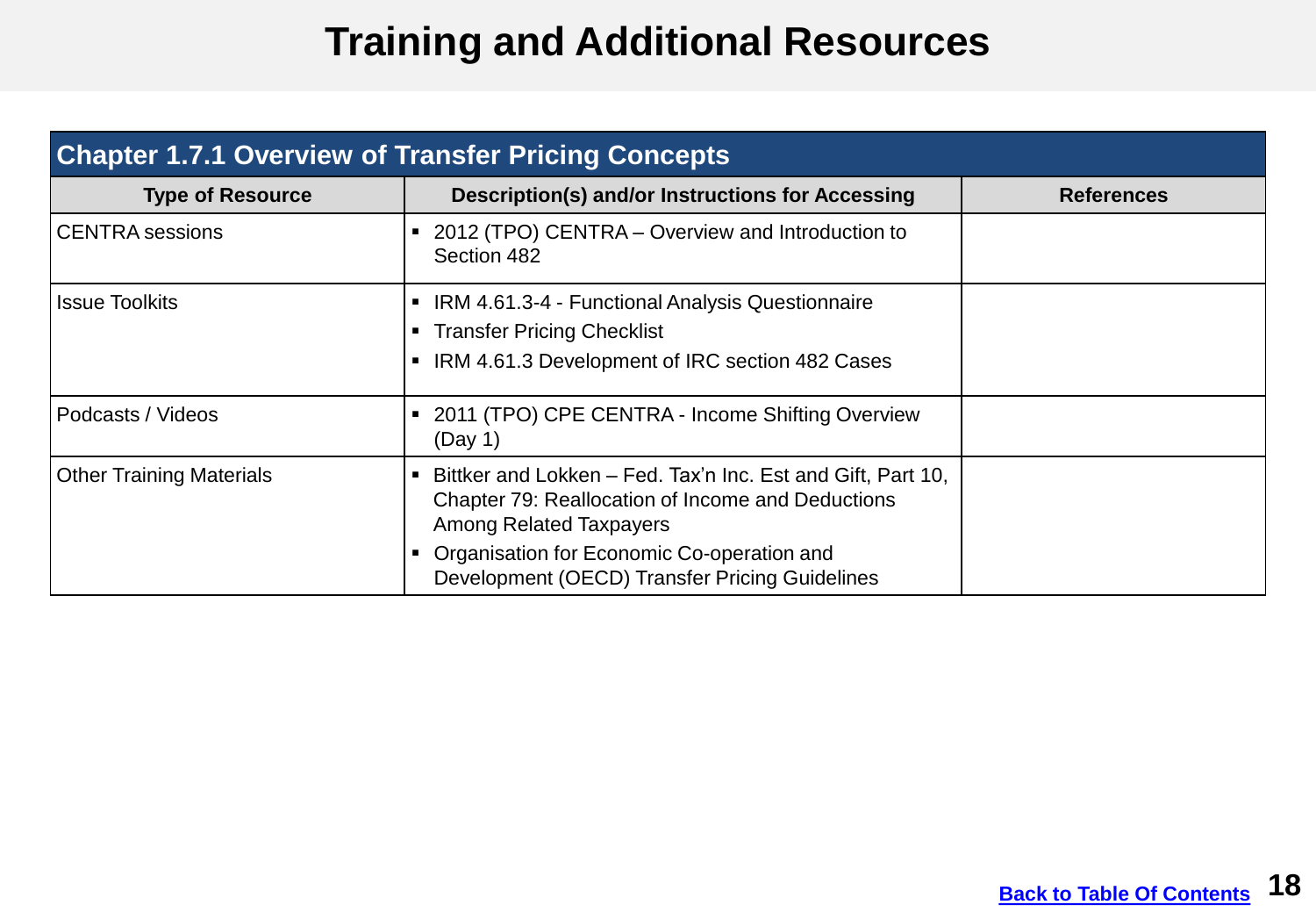# Training and Additional Resources

| Chapter 1.7.1 Overview of Transfer Pricing Concepts | | |
|---|---|---|
| **Type of Resource** | **Description(s) and/or Instructions for Accessing** | **References** |
| CENTRA sessions | ▪ 2012 (TPO) CENTRA – Overview and Introduction to Section 482 | |
| Issue Toolkits | ▪ IRM 4.61.3-4 - Functional Analysis Questionnaire<br>▪ Transfer Pricing Checklist<br>▪ IRM 4.61.3 Development of IRC section 482 Cases | |
| Podcasts / Videos | ▪ 2011 (TPO) CPE CENTRA - Income Shifting Overview (Day 1) | |
| Other Training Materials | ▪ Bittker and Lokken – Fed. Tax'n Inc. Est and Gift, Part 10, Chapter 79: Reallocation of Income and Deductions Among Related Taxpayers<br>▪ Organisation for Economic Co-operation and Development (OECD) Transfer Pricing Guidelines | |

Back to Table Of Contents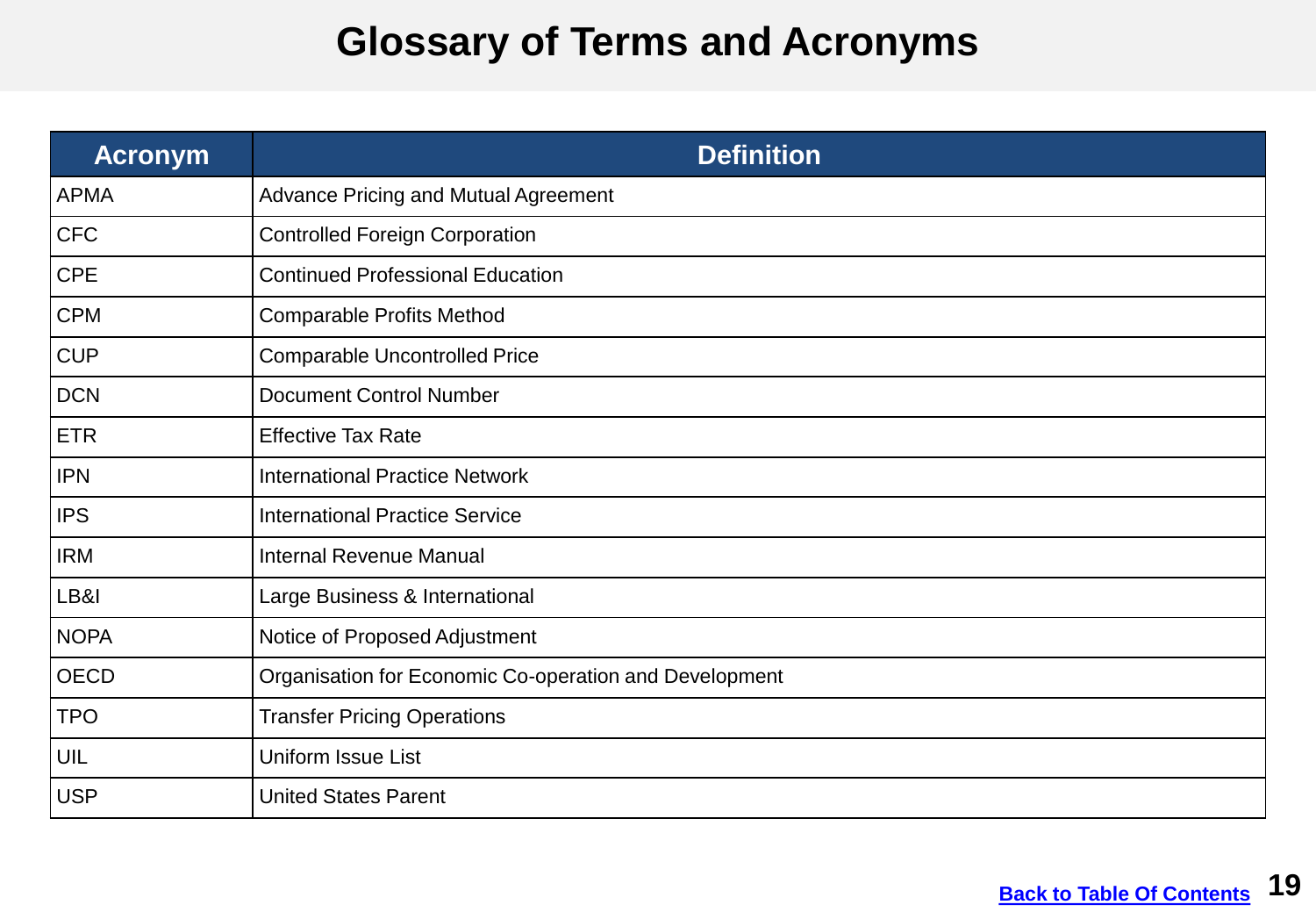# Glossary of Terms and Acronyms

| Acronym | Definition |
|---|---|
| APMA | Advance Pricing and Mutual Agreement |
| CFC | Controlled Foreign Corporation |
| CPE | Continued Professional Education |
| CPM | Comparable Profits Method |
| CUP | Comparable Uncontrolled Price |
| DCN | Document Control Number |
| ETR | Effective Tax Rate |
| IPN | International Practice Network |
| IPS | International Practice Service |
| IRM | Internal Revenue Manual |
| LB&I | Large Business & International |
| NOPA | Notice of Proposed Adjustment |
| OECD | Organisation for Economic Co-operation and Development |
| TPO | Transfer Pricing Operations |
| UIL | Uniform Issue List |
| USP | United States Parent |

Back to Table Of Contents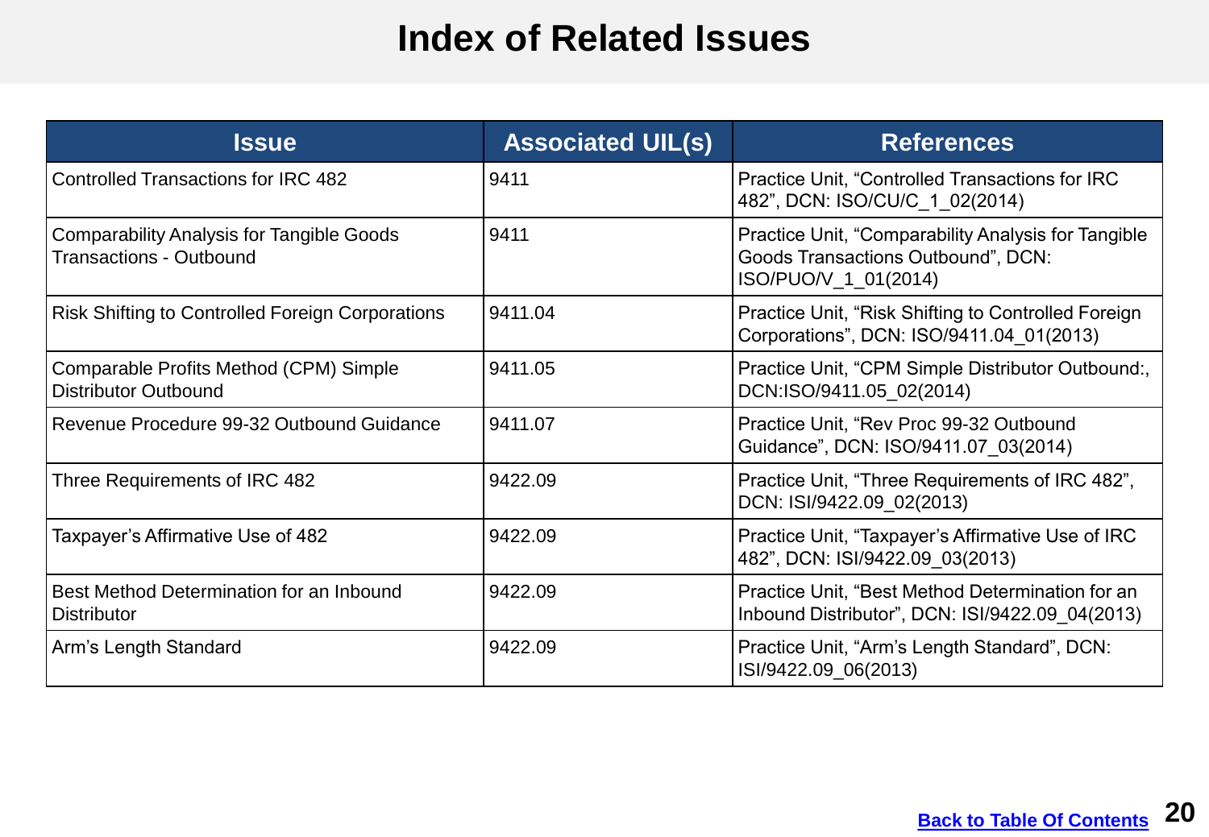# Index of Related Issues

| Issue | Associated UIL(s) | References |
| --- | --- | --- |
| Controlled Transactions for IRC 482 | 9411 | Practice Unit, “Controlled Transactions for IRC 482”, DCN: ISO/CU/C_1_02(2014) |
| Comparability Analysis for Tangible Goods Transactions - Outbound | 9411 | Practice Unit, “Comparability Analysis for Tangible Goods Transactions Outbound”, DCN: ISO/PUO/V_1_01(2014) |
| Risk Shifting to Controlled Foreign Corporations | 9411.04 | Practice Unit, “Risk Shifting to Controlled Foreign Corporations”, DCN: ISO/9411.04_01(2013) |
| Comparable Profits Method (CPM) Simple Distributor Outbound | 9411.05 | Practice Unit, “CPM Simple Distributor Outbound:, DCN:ISO/9411.05_02(2014) |
| Revenue Procedure 99-32 Outbound Guidance | 9411.07 | Practice Unit, “Rev Proc 99-32 Outbound Guidance”, DCN: ISO/9411.07_03(2014) |
| Three Requirements of IRC 482 | 9422.09 | Practice Unit, “Three Requirements of IRC 482”, DCN: ISI/9422.09_02(2013) |
| Taxpayer’s Affirmative Use of 482 | 9422.09 | Practice Unit, “Taxpayer’s Affirmative Use of IRC 482”, DCN: ISI/9422.09_03(2013) |
| Best Method Determination for an Inbound Distributor | 9422.09 | Practice Unit, “Best Method Determination for an Inbound Distributor”, DCN: ISI/9422.09_04(2013) |
| Arm’s Length Standard | 9422.09 | Practice Unit, “Arm’s Length Standard”, DCN: ISI/9422.09_06(2013) |

Back to Table Of Contents